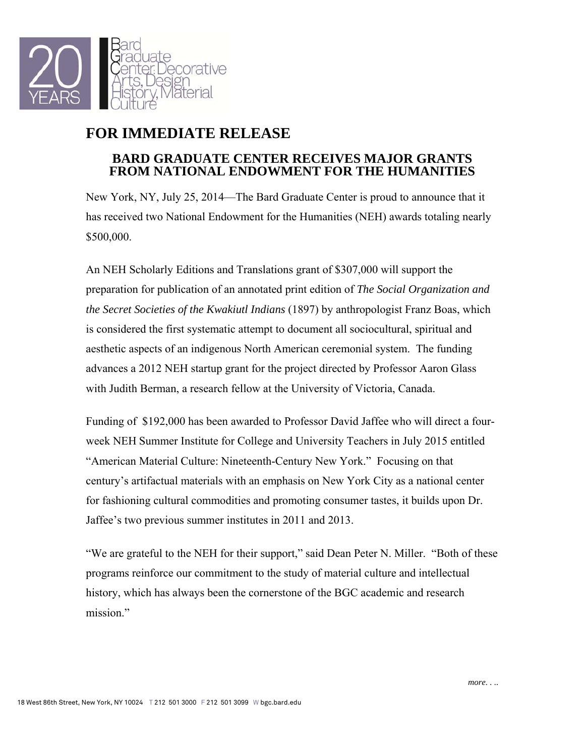Bard Graduate Center: Decorative Arts, Design History, Material Culture

# FOR IMMEDIATE RELEASE

## BARD GRADUATE CENTER RECEIVES MAJOR GRANTS FROM NATIONAL ENDOWMENT FOR THE HUMANITIES

New York, NY, July 25, 2014—The Bard Graduate Center is proud to announce that it has received two National Endowment for the Humanities (NEH) awards totaling nearly $500,000.

An NEH Scholarly Editions and Translations grant of $307,000 will support the preparation for publication of an annotated print edition of *The Social Organization and the Secret Societies of the Kwakiutl Indians* (1897) by anthropologist Franz Boas, which is considered the first systematic attempt to document all sociocultural, spiritual and aesthetic aspects of an indigenous North American ceremonial system. The funding advances a 2012 NEH startup grant for the project directed by Professor Aaron Glass with Judith Berman, a research fellow at the University of Victoria, Canada.

Funding of $192,000 has been awarded to Professor David Jaffee who will direct a four-week NEH Summer Institute for College and University Teachers in July 2015 entitled "American Material Culture: Nineteenth-Century New York." Focusing on that century's artifactual materials with an emphasis on New York City as a national center for fashioning cultural commodities and promoting consumer tastes, it builds upon Dr. Jaffee's two previous summer institutes in 2011 and 2013.

"We are grateful to the NEH for their support," said Dean Peter N. Miller. "Both of these programs reinforce our commitment to the study of material culture and intellectual history, which has always been the cornerstone of the BGC academic and research mission."

*more. . ..*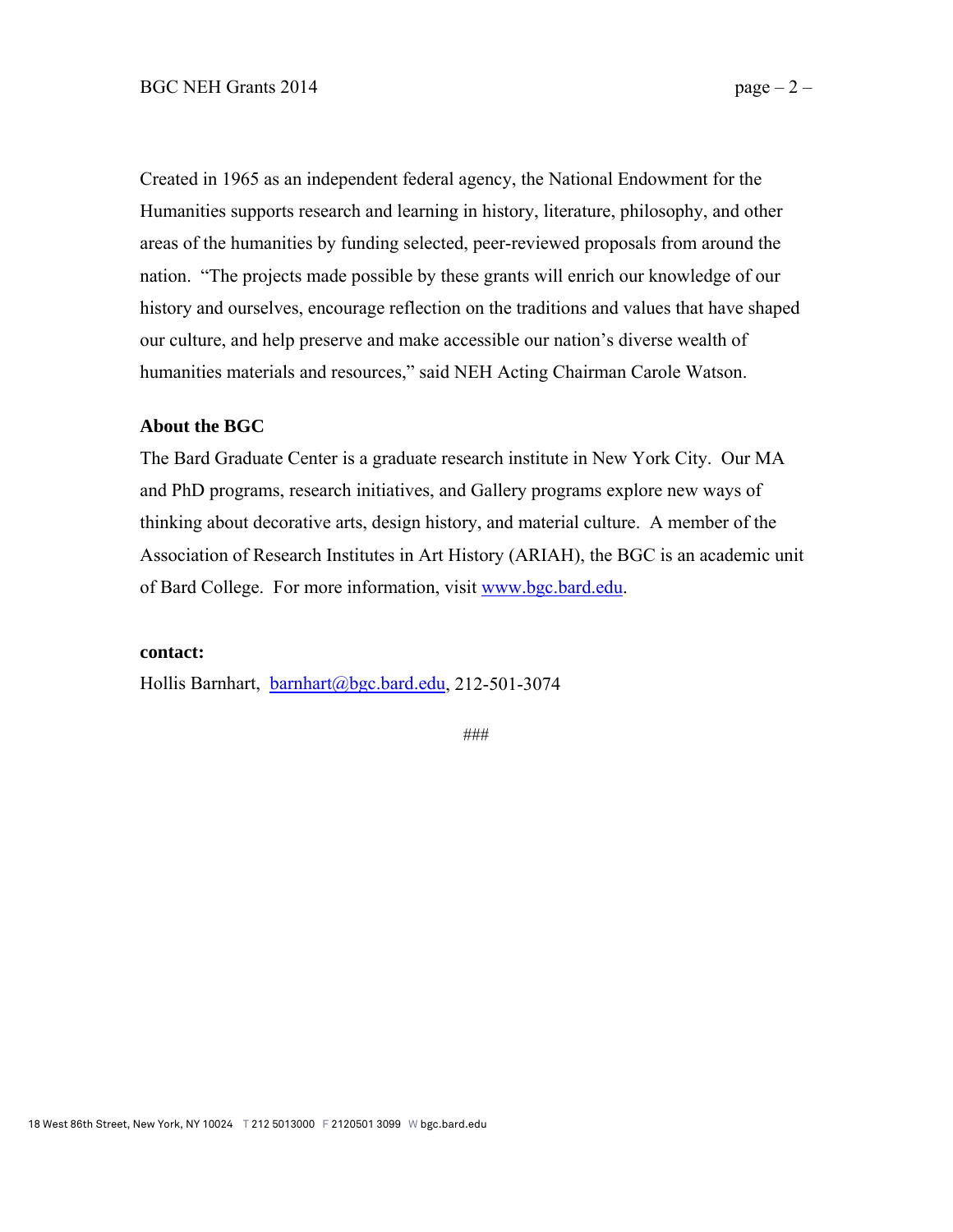Created in 1965 as an independent federal agency, the National Endowment for the Humanities supports research and learning in history, literature, philosophy, and other areas of the humanities by funding selected, peer-reviewed proposals from around the nation. "The projects made possible by these grants will enrich our knowledge of our history and ourselves, encourage reflection on the traditions and values that have shaped our culture, and help preserve and make accessible our nation's diverse wealth of humanities materials and resources," said NEH Acting Chairman Carole Watson.

**About the BGC**

The Bard Graduate Center is a graduate research institute in New York City. Our MA and PhD programs, research initiatives, and Gallery programs explore new ways of thinking about decorative arts, design history, and material culture. A member of the Association of Research Institutes in Art History (ARIAH), the BGC is an academic unit of Bard College. For more information, visit www.bgc.bard.edu.

**contact:**

Hollis Barnhart, barnhart@bgc.bard.edu, 212-501-3074

###

18 West 86th Street, New York, NY 10024 T 212 5013000 F 2120501 3099 W bgc.bard.edu